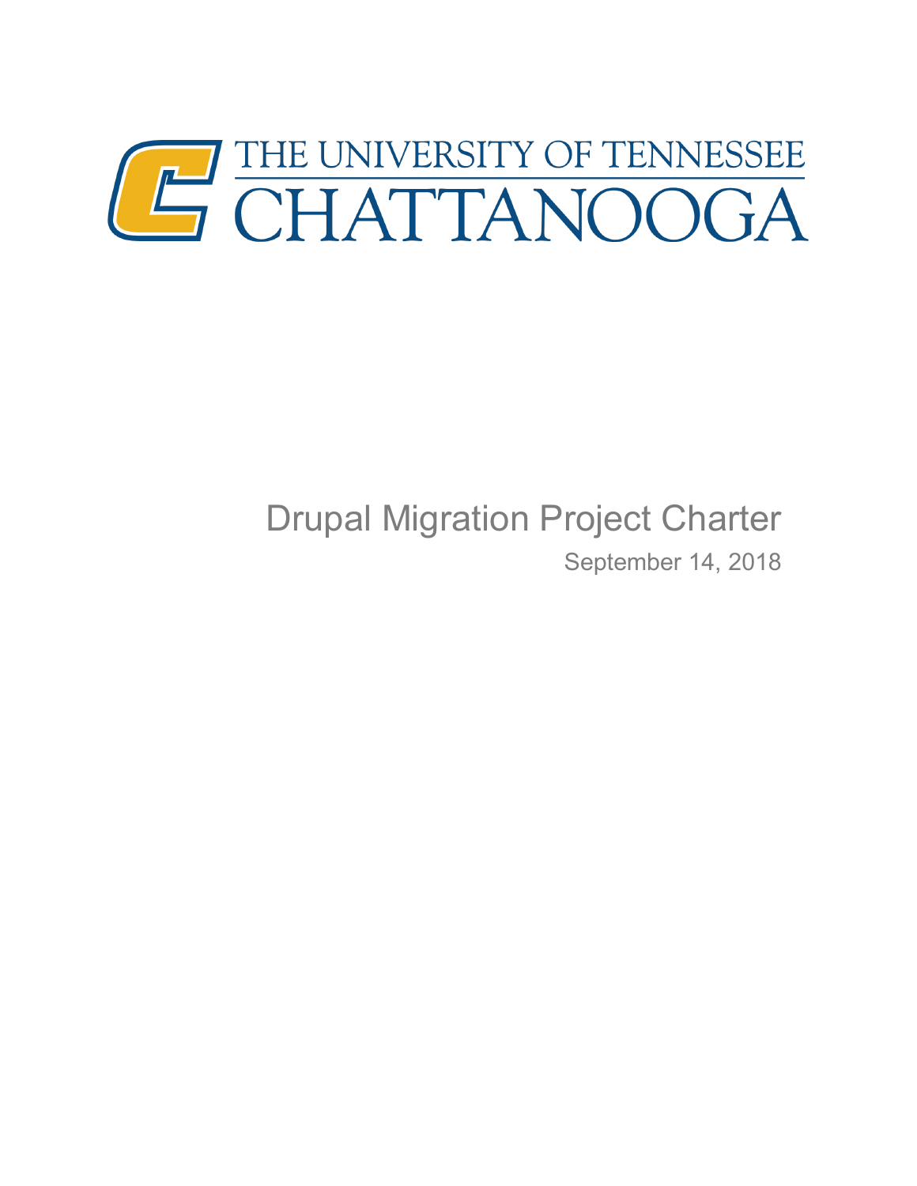THE UNIVERSITY OF TENNESSEE
CHATTANOOGA

# Drupal Migration Project Charter

September 14, 2018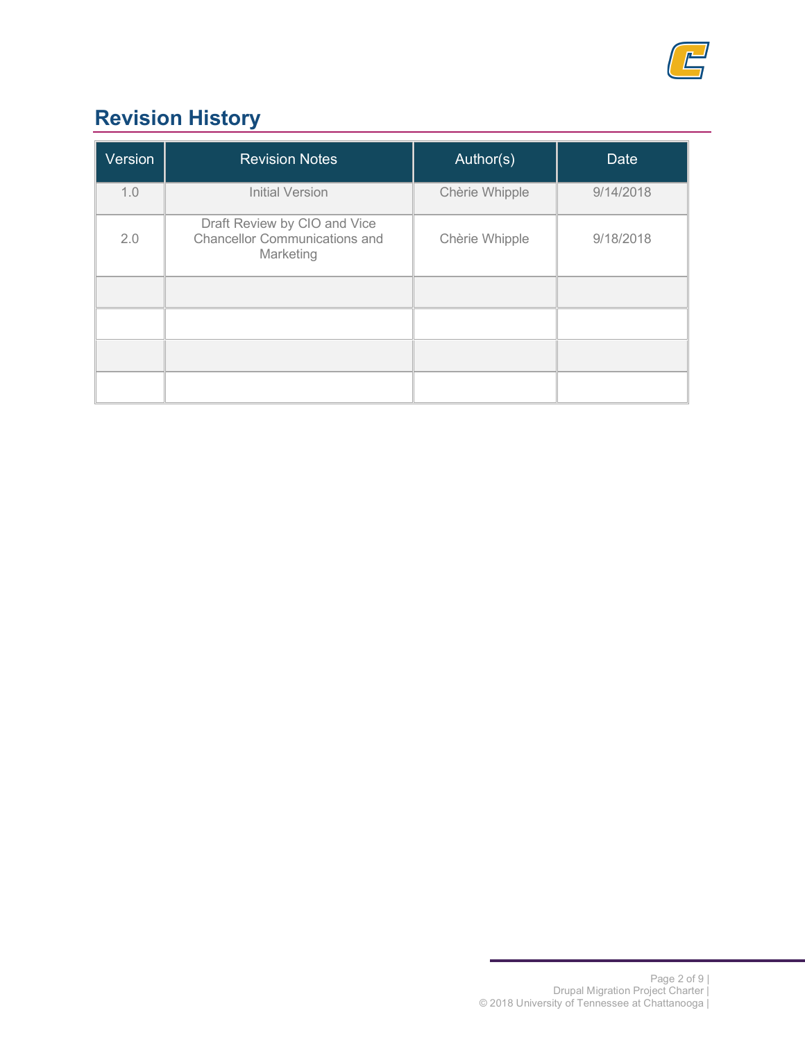## Revision History

| Version | Revision Notes | Author(s) | Date |
|---|---|---|---|
| 1.0 | Initial Version | Chèrie Whipple | 9/14/2018 |
| 2.0 | Draft Review by CIO and Vice Chancellor Communications and Marketing | Chèrie Whipple | 9/18/2018 |
| | | | |
| | | | |
| | | | |
| | | | |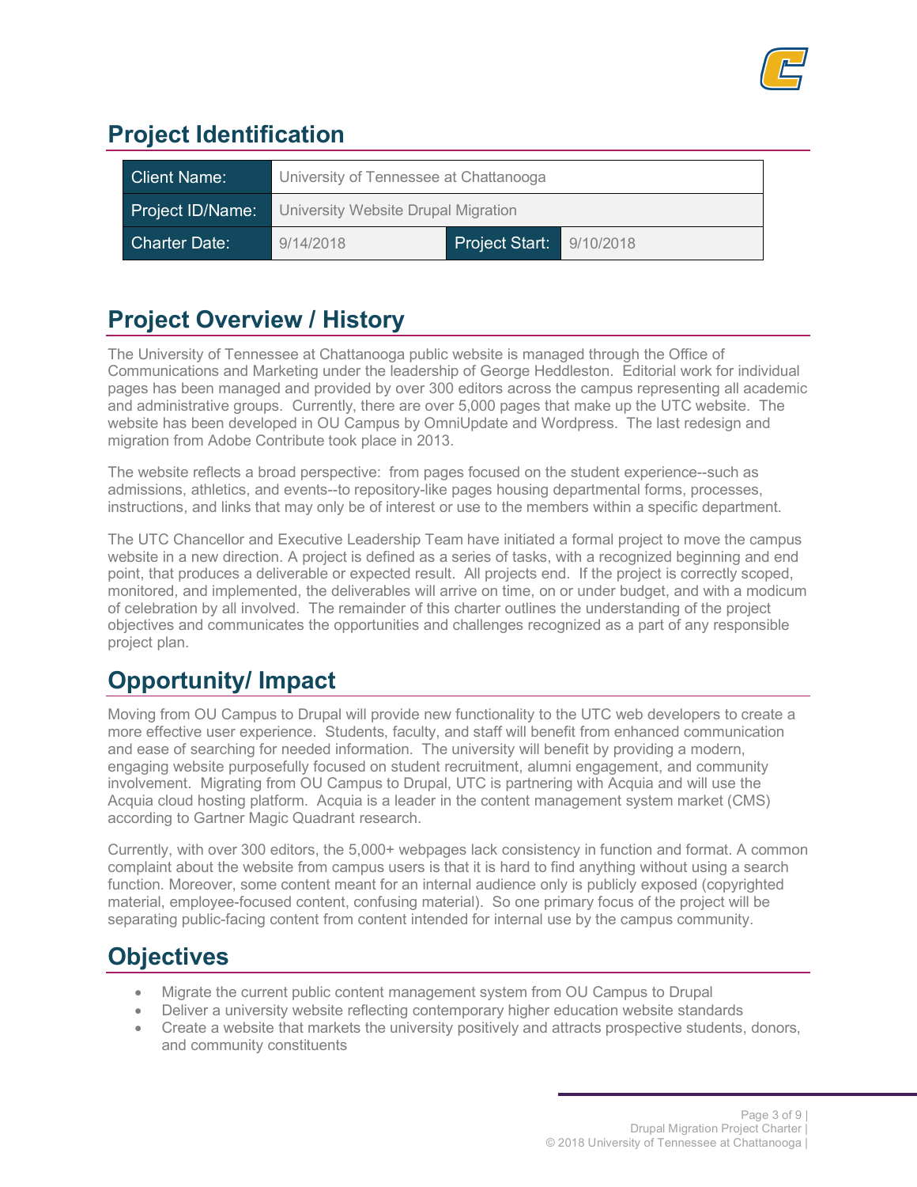## Project Identification

| Client Name: | University of Tennessee at Chattanooga | | |
|---|---|---|---|
| Project ID/Name: | University Website Drupal Migration | | |
| Charter Date: | 9/14/2018 | Project Start: | 9/10/2018 |

## Project Overview / History

The University of Tennessee at Chattanooga public website is managed through the Office of Communications and Marketing under the leadership of George Heddleston. Editorial work for individual pages has been managed and provided by over 300 editors across the campus representing all academic and administrative groups. Currently, there are over 5,000 pages that make up the UTC website. The website has been developed in OU Campus by OmniUpdate and Wordpress. The last redesign and migration from Adobe Contribute took place in 2013.

The website reflects a broad perspective: from pages focused on the student experience--such as admissions, athletics, and events--to repository-like pages housing departmental forms, processes, instructions, and links that may only be of interest or use to the members within a specific department.

The UTC Chancellor and Executive Leadership Team have initiated a formal project to move the campus website in a new direction. A project is defined as a series of tasks, with a recognized beginning and end point, that produces a deliverable or expected result. All projects end. If the project is correctly scoped, monitored, and implemented, the deliverables will arrive on time, on or under budget, and with a modicum of celebration by all involved. The remainder of this charter outlines the understanding of the project objectives and communicates the opportunities and challenges recognized as a part of any responsible project plan.

## Opportunity/ Impact

Moving from OU Campus to Drupal will provide new functionality to the UTC web developers to create a more effective user experience. Students, faculty, and staff will benefit from enhanced communication and ease of searching for needed information. The university will benefit by providing a modern, engaging website purposefully focused on student recruitment, alumni engagement, and community involvement. Migrating from OU Campus to Drupal, UTC is partnering with Acquia and will use the Acquia cloud hosting platform. Acquia is a leader in the content management system market (CMS) according to Gartner Magic Quadrant research.

Currently, with over 300 editors, the 5,000+ webpages lack consistency in function and format. A common complaint about the website from campus users is that it is hard to find anything without using a search function. Moreover, some content meant for an internal audience only is publicly exposed (copyrighted material, employee-focused content, confusing material). So one primary focus of the project will be separating public-facing content from content intended for internal use by the campus community.

## Objectives

- Migrate the current public content management system from OU Campus to Drupal
- Deliver a university website reflecting contemporary higher education website standards
- Create a website that markets the university positively and attracts prospective students, donors, and community constituents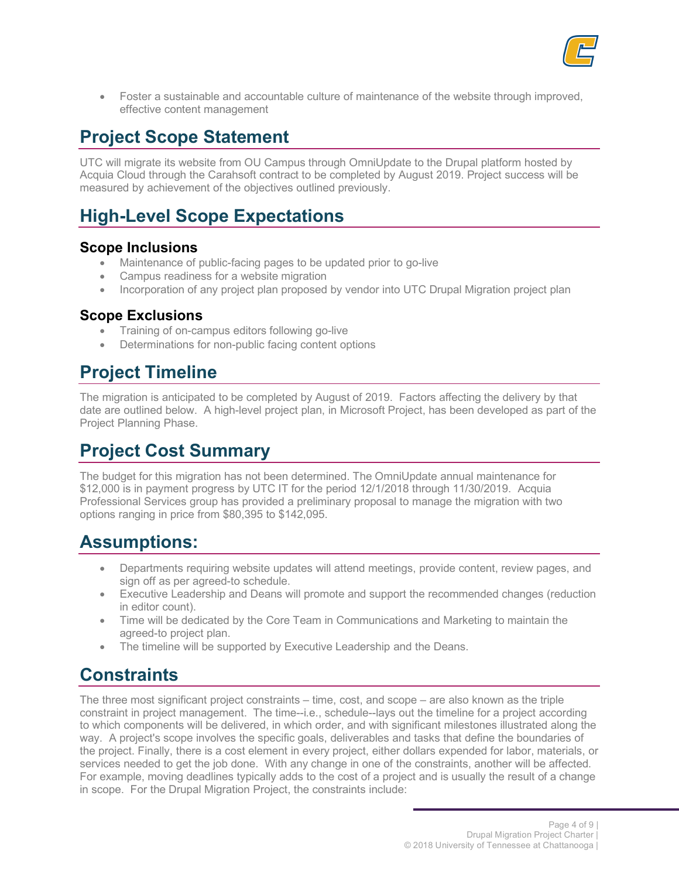- Foster a sustainable and accountable culture of maintenance of the website through improved, effective content management

## Project Scope Statement

UTC will migrate its website from OU Campus through OmniUpdate to the Drupal platform hosted by Acquia Cloud through the Carahsoft contract to be completed by August 2019. Project success will be measured by achievement of the objectives outlined previously.

## High-Level Scope Expectations

### Scope Inclusions

- Maintenance of public-facing pages to be updated prior to go-live
- Campus readiness for a website migration
- Incorporation of any project plan proposed by vendor into UTC Drupal Migration project plan

### Scope Exclusions

- Training of on-campus editors following go-live
- Determinations for non-public facing content options

## Project Timeline

The migration is anticipated to be completed by August of 2019. Factors affecting the delivery by that date are outlined below. A high-level project plan, in Microsoft Project, has been developed as part of the Project Planning Phase.

## Project Cost Summary

The budget for this migration has not been determined. The OmniUpdate annual maintenance for $12,000 is in payment progress by UTC IT for the period 12/1/2018 through 11/30/2019. Acquia Professional Services group has provided a preliminary proposal to manage the migration with two options ranging in price from $80,395 to $142,095.

## Assumptions:

- Departments requiring website updates will attend meetings, provide content, review pages, and sign off as per agreed-to schedule.
- Executive Leadership and Deans will promote and support the recommended changes (reduction in editor count).
- Time will be dedicated by the Core Team in Communications and Marketing to maintain the agreed-to project plan.
- The timeline will be supported by Executive Leadership and the Deans.

## Constraints

The three most significant project constraints – time, cost, and scope – are also known as the triple constraint in project management. The time--i.e., schedule--lays out the timeline for a project according to which components will be delivered, in which order, and with significant milestones illustrated along the way. A project's scope involves the specific goals, deliverables and tasks that define the boundaries of the project. Finally, there is a cost element in every project, either dollars expended for labor, materials, or services needed to get the job done. With any change in one of the constraints, another will be affected. For example, moving deadlines typically adds to the cost of a project and is usually the result of a change in scope. For the Drupal Migration Project, the constraints include: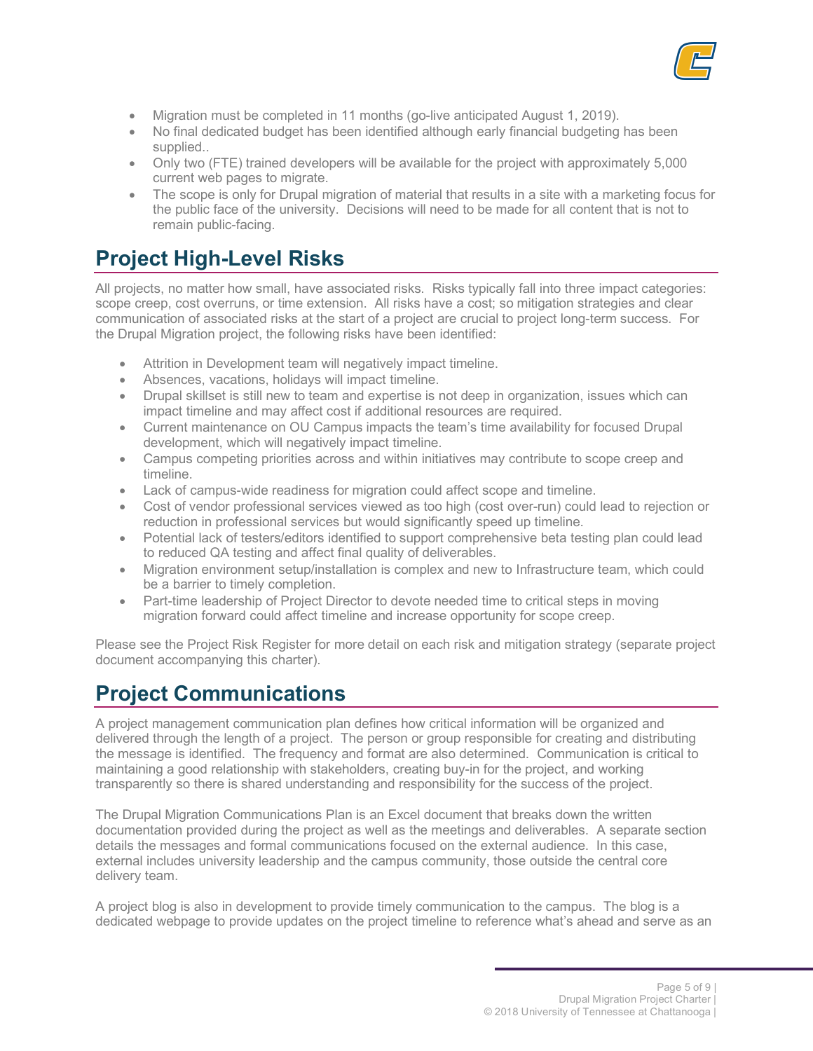- Migration must be completed in 11 months (go-live anticipated August 1, 2019).
- No final dedicated budget has been identified although early financial budgeting has been supplied..
- Only two (FTE) trained developers will be available for the project with approximately 5,000 current web pages to migrate.
- The scope is only for Drupal migration of material that results in a site with a marketing focus for the public face of the university. Decisions will need to be made for all content that is not to remain public-facing.

# Project High-Level Risks

All projects, no matter how small, have associated risks. Risks typically fall into three impact categories: scope creep, cost overruns, or time extension. All risks have a cost; so mitigation strategies and clear communication of associated risks at the start of a project are crucial to project long-term success. For the Drupal Migration project, the following risks have been identified:

- Attrition in Development team will negatively impact timeline.
- Absences, vacations, holidays will impact timeline.
- Drupal skillset is still new to team and expertise is not deep in organization, issues which can impact timeline and may affect cost if additional resources are required.
- Current maintenance on OU Campus impacts the team's time availability for focused Drupal development, which will negatively impact timeline.
- Campus competing priorities across and within initiatives may contribute to scope creep and timeline.
- Lack of campus-wide readiness for migration could affect scope and timeline.
- Cost of vendor professional services viewed as too high (cost over-run) could lead to rejection or reduction in professional services but would significantly speed up timeline.
- Potential lack of testers/editors identified to support comprehensive beta testing plan could lead to reduced QA testing and affect final quality of deliverables.
- Migration environment setup/installation is complex and new to Infrastructure team, which could be a barrier to timely completion.
- Part-time leadership of Project Director to devote needed time to critical steps in moving migration forward could affect timeline and increase opportunity for scope creep.

Please see the Project Risk Register for more detail on each risk and mitigation strategy (separate project document accompanying this charter).

# Project Communications

A project management communication plan defines how critical information will be organized and delivered through the length of a project. The person or group responsible for creating and distributing the message is identified. The frequency and format are also determined. Communication is critical to maintaining a good relationship with stakeholders, creating buy-in for the project, and working transparently so there is shared understanding and responsibility for the success of the project.

The Drupal Migration Communications Plan is an Excel document that breaks down the written documentation provided during the project as well as the meetings and deliverables. A separate section details the messages and formal communications focused on the external audience. In this case, external includes university leadership and the campus community, those outside the central core delivery team.

A project blog is also in development to provide timely communication to the campus. The blog is a dedicated webpage to provide updates on the project timeline to reference what's ahead and serve as an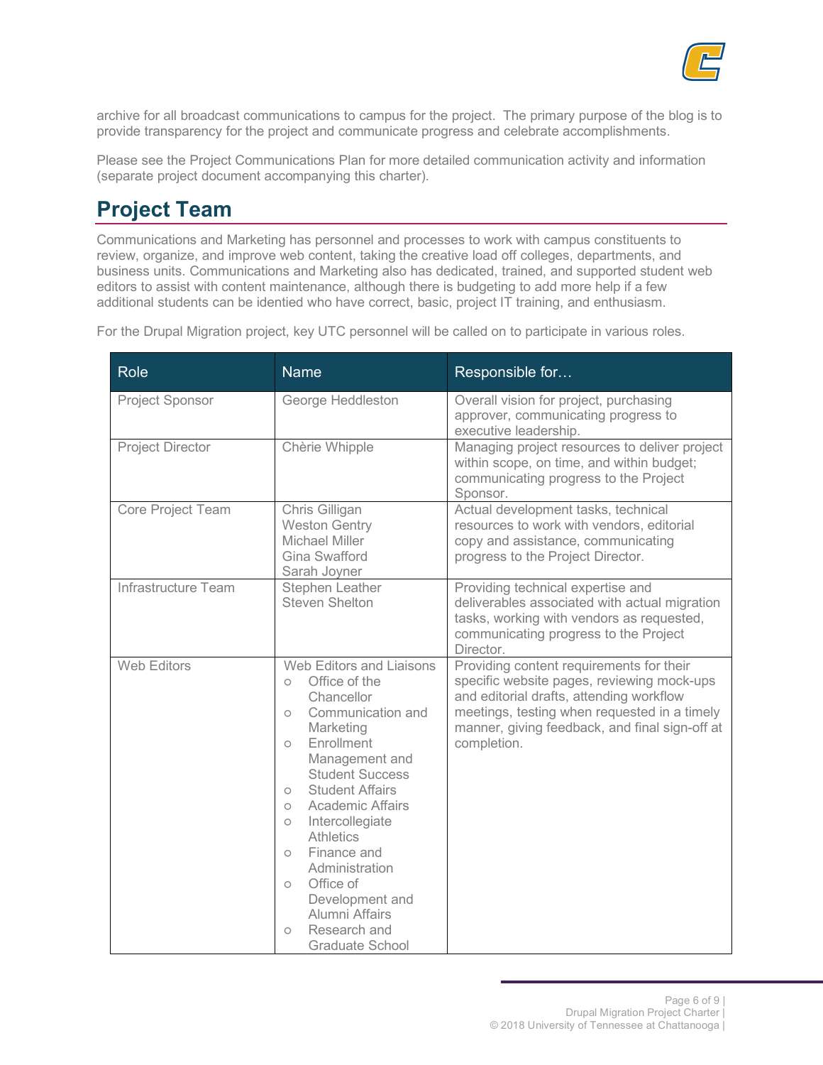archive for all broadcast communications to campus for the project. The primary purpose of the blog is to provide transparency for the project and communicate progress and celebrate accomplishments.

Please see the Project Communications Plan for more detailed communication activity and information (separate project document accompanying this charter).

## Project Team

Communications and Marketing has personnel and processes to work with campus constituents to review, organize, and improve web content, taking the creative load off colleges, departments, and business units. Communications and Marketing also has dedicated, trained, and supported student web editors to assist with content maintenance, although there is budgeting to add more help if a few additional students can be identied who have correct, basic, project IT training, and enthusiasm.

For the Drupal Migration project, key UTC personnel will be called on to participate in various roles.

| Role | Name | Responsible for… |
|---|---|---|
| Project Sponsor | George Heddleston | Overall vision for project, purchasing approver, communicating progress to executive leadership. |
| Project Director | Chèrie Whipple | Managing project resources to deliver project within scope, on time, and within budget; communicating progress to the Project Sponsor. |
| Core Project Team | Chris Gilligan<br>Weston Gentry<br>Michael Miller<br>Gina Swafford<br>Sarah Joyner | Actual development tasks, technical resources to work with vendors, editorial copy and assistance, communicating progress to the Project Director. |
| Infrastructure Team | Stephen Leather<br>Steven Shelton | Providing technical expertise and deliverables associated with actual migration tasks, working with vendors as requested, communicating progress to the Project Director. |
| Web Editors | Web Editors and Liaisons<br>○ Office of the Chancellor<br>○ Communication and Marketing<br>○ Enrollment Management and Student Success<br>○ Student Affairs<br>○ Academic Affairs<br>○ Intercollegiate Athletics<br>○ Finance and Administration<br>○ Office of Development and Alumni Affairs<br>○ Research and Graduate School | Providing content requirements for their specific website pages, reviewing mock-ups and editorial drafts, attending workflow meetings, testing when requested in a timely manner, giving feedback, and final sign-off at completion. |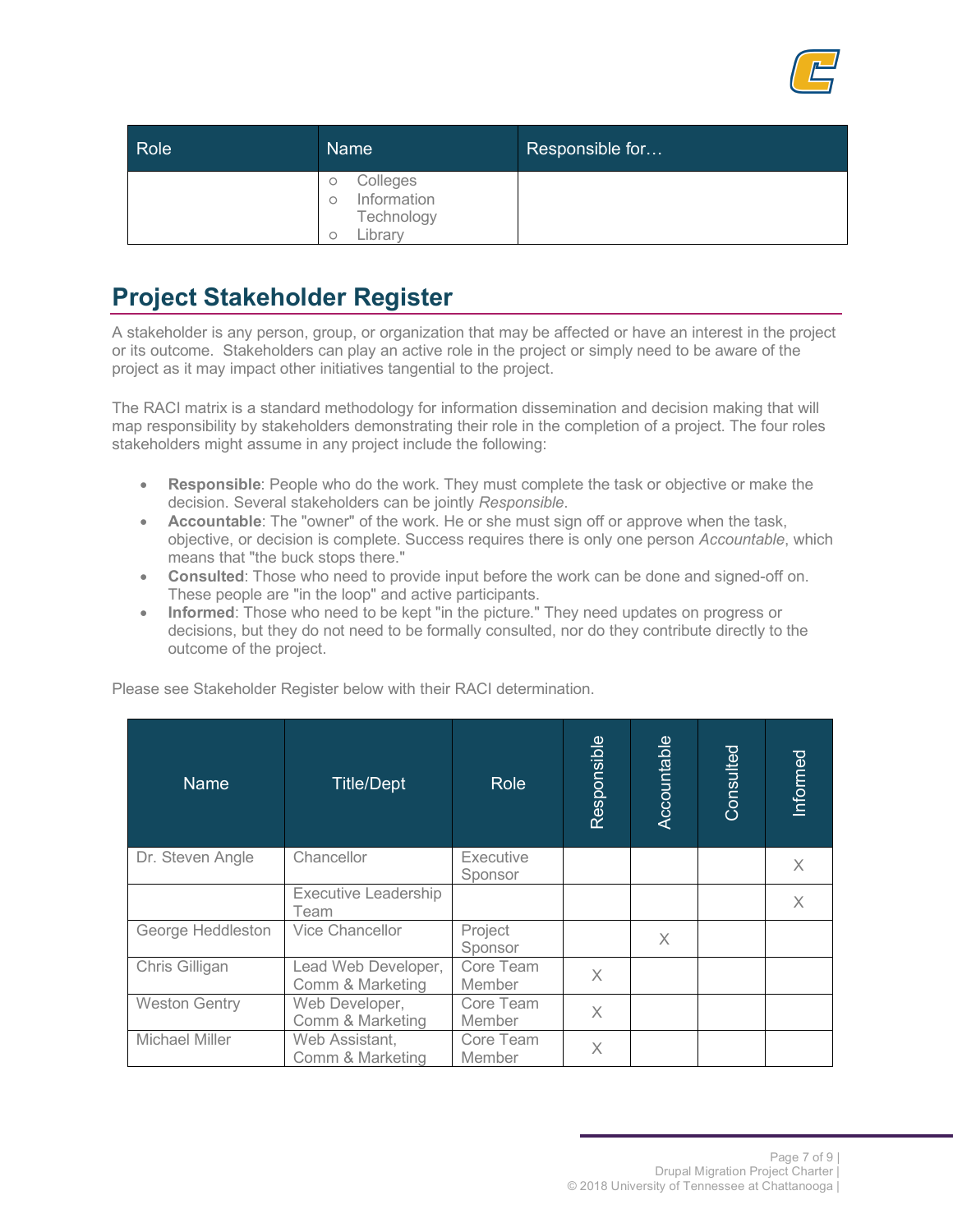| Role | Name | Responsible for… |
|---|---|---|
| | ○ Colleges<br>○ Information Technology<br>○ Library | |

## Project Stakeholder Register

A stakeholder is any person, group, or organization that may be affected or have an interest in the project or its outcome. Stakeholders can play an active role in the project or simply need to be aware of the project as it may impact other initiatives tangential to the project.

The RACI matrix is a standard methodology for information dissemination and decision making that will map responsibility by stakeholders demonstrating their role in the completion of a project. The four roles stakeholders might assume in any project include the following:

- **Responsible**: People who do the work. They must complete the task or objective or make the decision. Several stakeholders can be jointly *Responsible*.
- **Accountable**: The "owner" of the work. He or she must sign off or approve when the task, objective, or decision is complete. Success requires there is only one person *Accountable*, which means that "the buck stops there."
- **Consulted**: Those who need to provide input before the work can be done and signed-off on. These people are "in the loop" and active participants.
- **Informed**: Those who need to be kept "in the picture." They need updates on progress or decisions, but they do not need to be formally consulted, nor do they contribute directly to the outcome of the project.

Please see Stakeholder Register below with their RACI determination.

| Name | Title/Dept | Role | Responsible | Accountable | Consulted | Informed |
|---|---|---|---|---|---|---|
| Dr. Steven Angle | Chancellor | Executive Sponsor | | | | X |
| | Executive Leadership Team | | | | | X |
| George Heddleston | Vice Chancellor | Project Sponsor | | X | | |
| Chris Gilligan | Lead Web Developer, Comm & Marketing | Core Team Member | X | | | |
| Weston Gentry | Web Developer, Comm & Marketing | Core Team Member | X | | | |
| Michael Miller | Web Assistant, Comm & Marketing | Core Team Member | X | | | |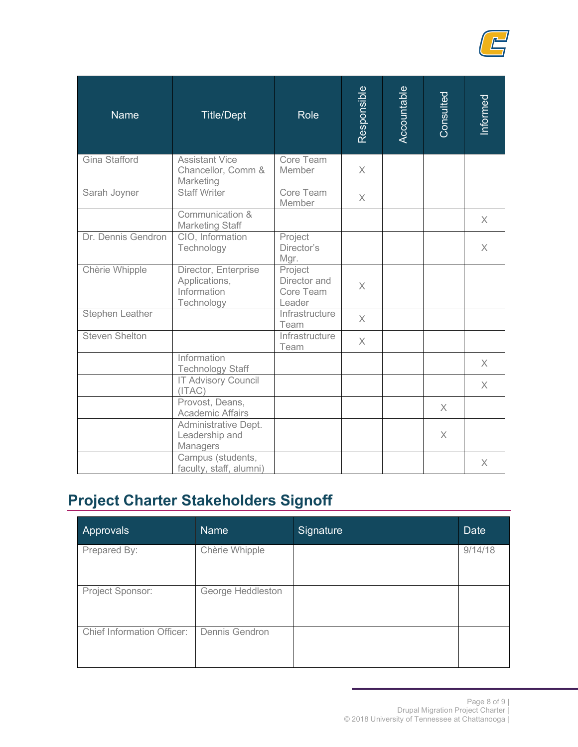| Name | Title/Dept | Role | Responsible | Accountable | Consulted | Informed |
|---|---|---|---|---|---|---|
| Gina Stafford | Assistant Vice Chancellor, Comm & Marketing | Core Team Member | X | | | |
| Sarah Joyner | Staff Writer | Core Team Member | X | | | |
| | Communication & Marketing Staff | | | | | X |
| Dr. Dennis Gendron | CIO, Information Technology | Project Director's Mgr. | | | | X |
| Chèrie Whipple | Director, Enterprise Applications, Information Technology | Project Director and Core Team Leader | X | | | |
| Stephen Leather | | Infrastructure Team | X | | | |
| Steven Shelton | | Infrastructure Team | X | | | |
| | Information Technology Staff | | | | | X |
| | IT Advisory Council (ITAC) | | | | | X |
| | Provost, Deans, Academic Affairs | | | | X | |
| | Administrative Dept. Leadership and Managers | | | | X | |
| | Campus (students, faculty, staff, alumni) | | | | | X |

## Project Charter Stakeholders Signoff

| Approvals | Name | Signature | Date |
|---|---|---|---|
| Prepared By: | Chèrie Whipple | | 9/14/18 |
| Project Sponsor: | George Heddleston | | |
| Chief Information Officer: | Dennis Gendron | | |